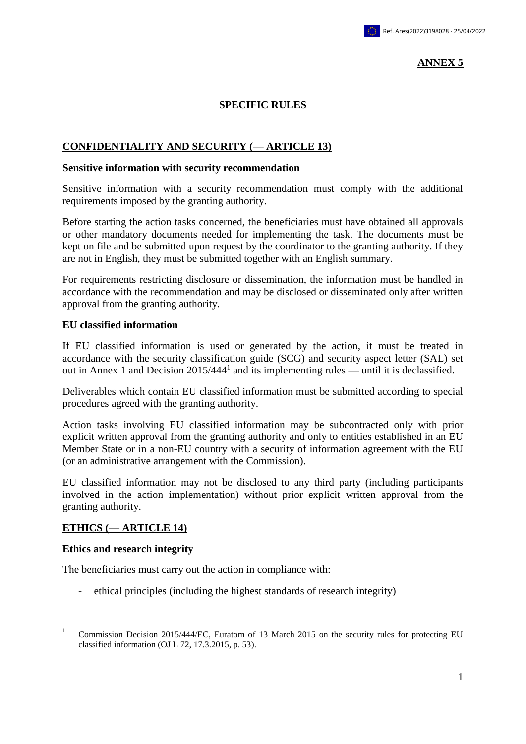**ANNEX 5**

# SPECIFIC RULES

## CONFIDENTIALITY AND SECURITY (— ARTICLE 13)

### Sensitive information with security recommendation

Sensitive information with a security recommendation must comply with the additional requirements imposed by the granting authority.

Before starting the action tasks concerned, the beneficiaries must have obtained all approvals or other mandatory documents needed for implementing the task. The documents must be kept on file and be submitted upon request by the coordinator to the granting authority. If they are not in English, they must be submitted together with an English summary.

For requirements restricting disclosure or dissemination, the information must be handled in accordance with the recommendation and may be disclosed or disseminated only after written approval from the granting authority.

### EU classified information

If EU classified information is used or generated by the action, it must be treated in accordance with the security classification guide (SCG) and security aspect letter (SAL) set out in Annex 1 and Decision 2015/444[1] and its implementing rules — until it is declassified.

Deliverables which contain EU classified information must be submitted according to special procedures agreed with the granting authority.

Action tasks involving EU classified information may be subcontracted only with prior explicit written approval from the granting authority and only to entities established in an EU Member State or in a non-EU country with a security of information agreement with the EU (or an administrative arrangement with the Commission).

EU classified information may not be disclosed to any third party (including participants involved in the action implementation) without prior explicit written approval from the granting authority.

## ETHICS (— ARTICLE 14)

### Ethics and research integrity

The beneficiaries must carry out the action in compliance with:

- ethical principles (including the highest standards of research integrity)

---

[1] Commission Decision 2015/444/EC, Euratom of 13 March 2015 on the security rules for protecting EU classified information (OJ L 72, 17.3.2015, p. 53).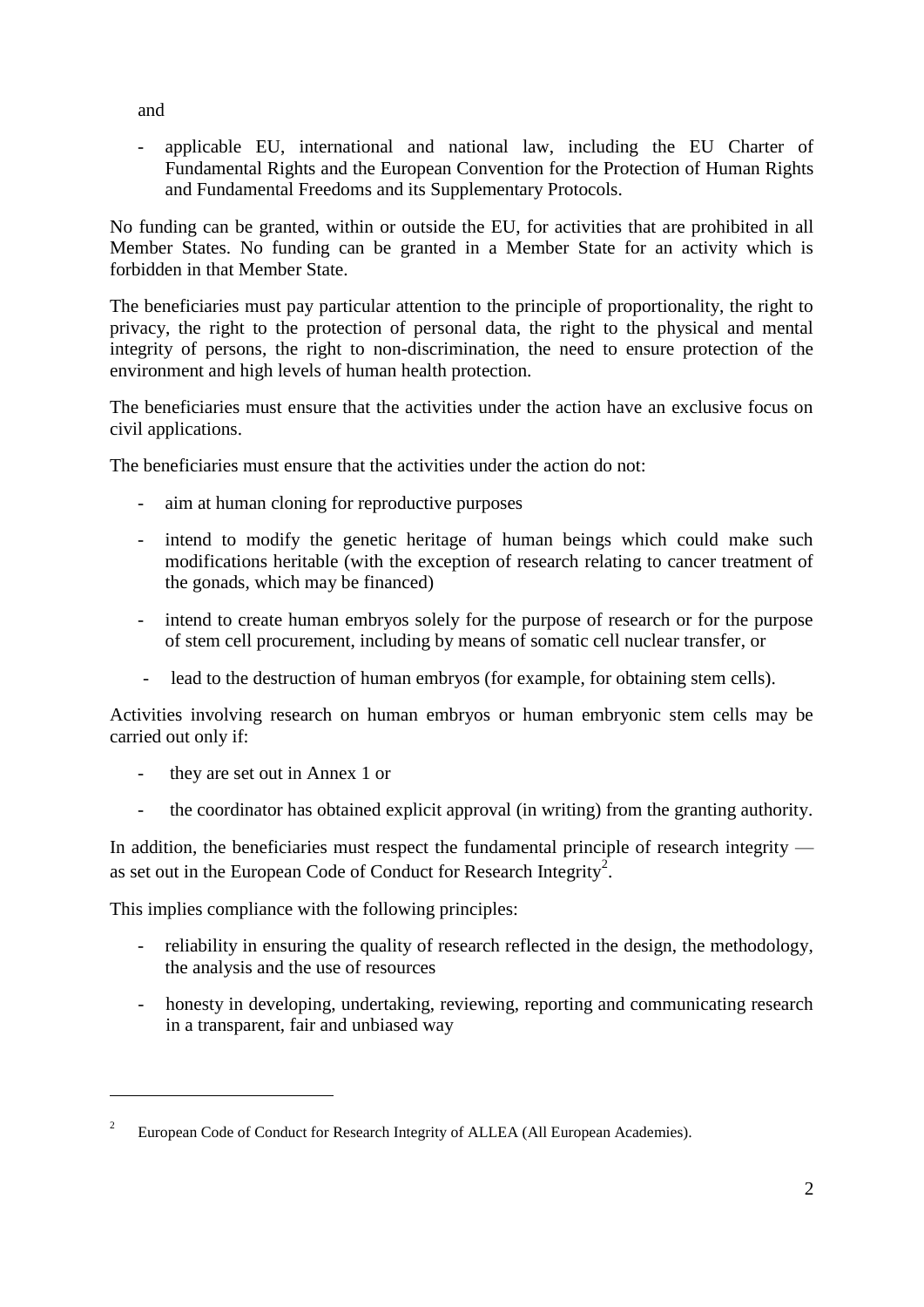and

- applicable EU, international and national law, including the EU Charter of Fundamental Rights and the European Convention for the Protection of Human Rights and Fundamental Freedoms and its Supplementary Protocols.

No funding can be granted, within or outside the EU, for activities that are prohibited in all Member States. No funding can be granted in a Member State for an activity which is forbidden in that Member State.

The beneficiaries must pay particular attention to the principle of proportionality, the right to privacy, the right to the protection of personal data, the right to the physical and mental integrity of persons, the right to non-discrimination, the need to ensure protection of the environment and high levels of human health protection.

The beneficiaries must ensure that the activities under the action have an exclusive focus on civil applications.

The beneficiaries must ensure that the activities under the action do not:

- aim at human cloning for reproductive purposes
- intend to modify the genetic heritage of human beings which could make such modifications heritable (with the exception of research relating to cancer treatment of the gonads, which may be financed)
- intend to create human embryos solely for the purpose of research or for the purpose of stem cell procurement, including by means of somatic cell nuclear transfer, or
- lead to the destruction of human embryos (for example, for obtaining stem cells).

Activities involving research on human embryos or human embryonic stem cells may be carried out only if:

- they are set out in Annex 1 or
- the coordinator has obtained explicit approval (in writing) from the granting authority.

In addition, the beneficiaries must respect the fundamental principle of research integrity — as set out in the European Code of Conduct for Research Integrity[2].

This implies compliance with the following principles:

- reliability in ensuring the quality of research reflected in the design, the methodology, the analysis and the use of resources
- honesty in developing, undertaking, reviewing, reporting and communicating research in a transparent, fair and unbiased way

[2] European Code of Conduct for Research Integrity of ALLEA (All European Academies).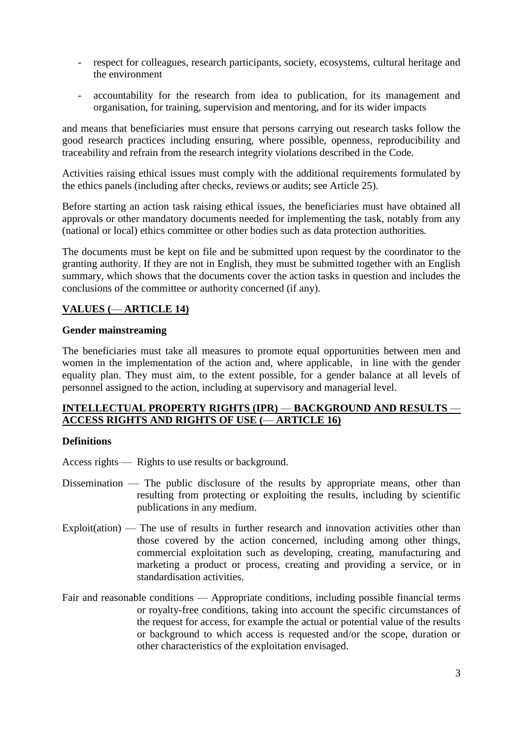- respect for colleagues, research participants, society, ecosystems, cultural heritage and the environment
- accountability for the research from idea to publication, for its management and organisation, for training, supervision and mentoring, and for its wider impacts

and means that beneficiaries must ensure that persons carrying out research tasks follow the good research practices including ensuring, where possible, openness, reproducibility and traceability and refrain from the research integrity violations described in the Code.

Activities raising ethical issues must comply with the additional requirements formulated by the ethics panels (including after checks, reviews or audits; see Article 25).

Before starting an action task raising ethical issues, the beneficiaries must have obtained all approvals or other mandatory documents needed for implementing the task, notably from any (national or local) ethics committee or other bodies such as data protection authorities.

The documents must be kept on file and be submitted upon request by the coordinator to the granting authority. If they are not in English, they must be submitted together with an English summary, which shows that the documents cover the action tasks in question and includes the conclusions of the committee or authority concerned (if any).

## VALUES (— ARTICLE 14)

**Gender mainstreaming**

The beneficiaries must take all measures to promote equal opportunities between men and women in the implementation of the action and, where applicable, in line with the gender equality plan. They must aim, to the extent possible, for a gender balance at all levels of personnel assigned to the action, including at supervisory and managerial level.

## INTELLECTUAL PROPERTY RIGHTS (IPR) — BACKGROUND AND RESULTS — ACCESS RIGHTS AND RIGHTS OF USE (— ARTICLE 16)

**Definitions**

Access rights — Rights to use results or background.

Dissemination — The public disclosure of the results by appropriate means, other than resulting from protecting or exploiting the results, including by scientific publications in any medium.

Exploit(ation) — The use of results in further research and innovation activities other than those covered by the action concerned, including among other things, commercial exploitation such as developing, creating, manufacturing and marketing a product or process, creating and providing a service, or in standardisation activities.

Fair and reasonable conditions — Appropriate conditions, including possible financial terms or royalty-free conditions, taking into account the specific circumstances of the request for access, for example the actual or potential value of the results or background to which access is requested and/or the scope, duration or other characteristics of the exploitation envisaged.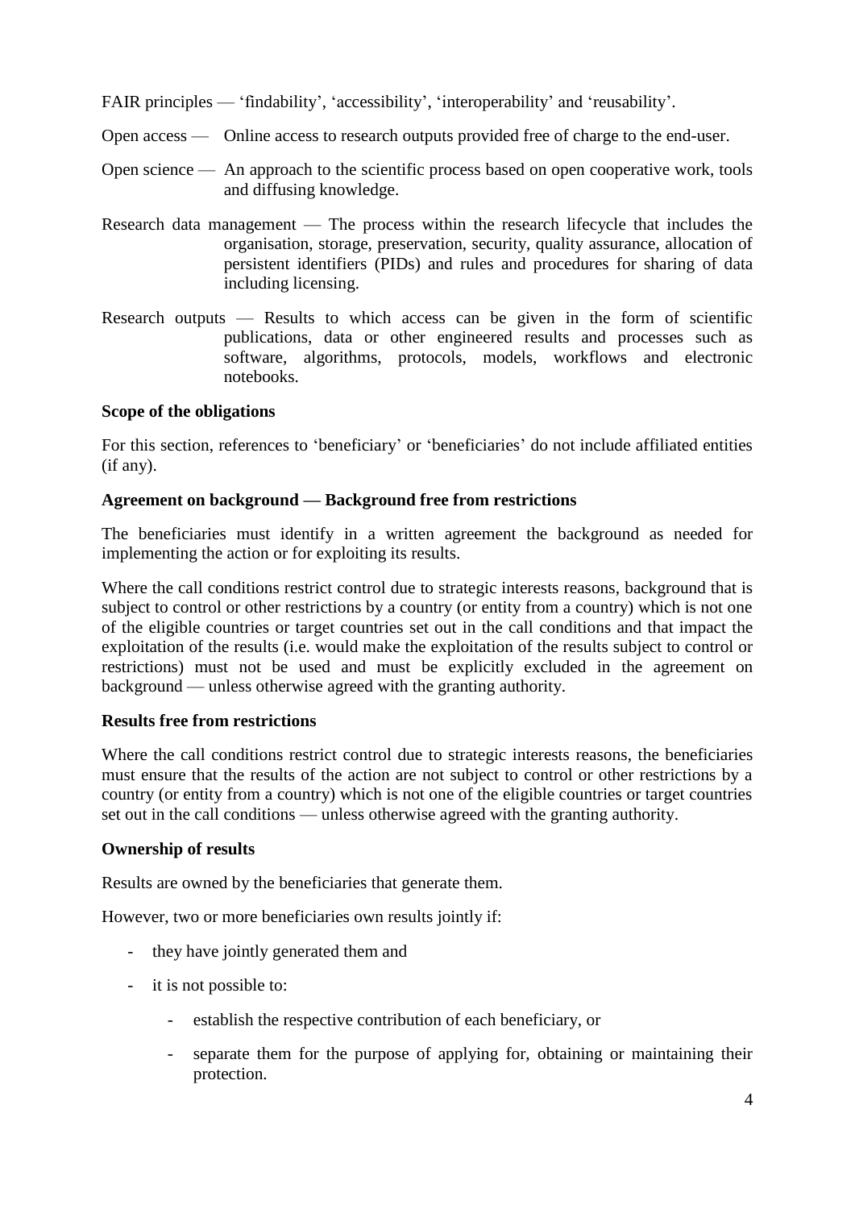FAIR principles — 'findability', 'accessibility', 'interoperability' and 'reusability'.

Open access — Online access to research outputs provided free of charge to the end-user.

Open science — An approach to the scientific process based on open cooperative work, tools and diffusing knowledge.

Research data management — The process within the research lifecycle that includes the organisation, storage, preservation, security, quality assurance, allocation of persistent identifiers (PIDs) and rules and procedures for sharing of data including licensing.

Research outputs — Results to which access can be given in the form of scientific publications, data or other engineered results and processes such as software, algorithms, protocols, models, workflows and electronic notebooks.

**Scope of the obligations**

For this section, references to 'beneficiary' or 'beneficiaries' do not include affiliated entities (if any).

**Agreement on background — Background free from restrictions**

The beneficiaries must identify in a written agreement the background as needed for implementing the action or for exploiting its results.

Where the call conditions restrict control due to strategic interests reasons, background that is subject to control or other restrictions by a country (or entity from a country) which is not one of the eligible countries or target countries set out in the call conditions and that impact the exploitation of the results (i.e. would make the exploitation of the results subject to control or restrictions) must not be used and must be explicitly excluded in the agreement on background — unless otherwise agreed with the granting authority.

**Results free from restrictions**

Where the call conditions restrict control due to strategic interests reasons, the beneficiaries must ensure that the results of the action are not subject to control or other restrictions by a country (or entity from a country) which is not one of the eligible countries or target countries set out in the call conditions — unless otherwise agreed with the granting authority.

**Ownership of results**

Results are owned by the beneficiaries that generate them.

However, two or more beneficiaries own results jointly if:

- they have jointly generated them and
- it is not possible to:
    - establish the respective contribution of each beneficiary, or
    - separate them for the purpose of applying for, obtaining or maintaining their protection.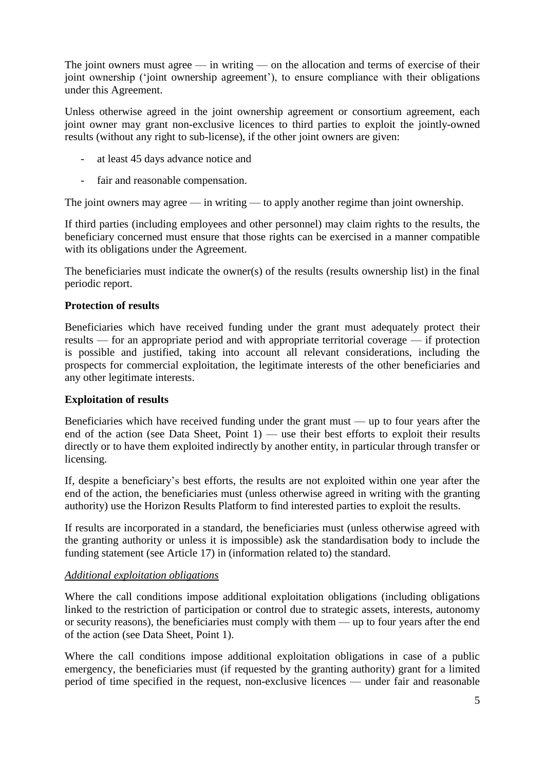The joint owners must agree — in writing — on the allocation and terms of exercise of their joint ownership ('joint ownership agreement'), to ensure compliance with their obligations under this Agreement.

Unless otherwise agreed in the joint ownership agreement or consortium agreement, each joint owner may grant non-exclusive licences to third parties to exploit the jointly-owned results (without any right to sub-license), if the other joint owners are given:

- at least 45 days advance notice and
- fair and reasonable compensation.

The joint owners may agree — in writing — to apply another regime than joint ownership.

If third parties (including employees and other personnel) may claim rights to the results, the beneficiary concerned must ensure that those rights can be exercised in a manner compatible with its obligations under the Agreement.

The beneficiaries must indicate the owner(s) of the results (results ownership list) in the final periodic report.

**Protection of results**

Beneficiaries which have received funding under the grant must adequately protect their results — for an appropriate period and with appropriate territorial coverage — if protection is possible and justified, taking into account all relevant considerations, including the prospects for commercial exploitation, the legitimate interests of the other beneficiaries and any other legitimate interests.

**Exploitation of results**

Beneficiaries which have received funding under the grant must — up to four years after the end of the action (see Data Sheet, Point 1) — use their best efforts to exploit their results directly or to have them exploited indirectly by another entity, in particular through transfer or licensing.

If, despite a beneficiary's best efforts, the results are not exploited within one year after the end of the action, the beneficiaries must (unless otherwise agreed in writing with the granting authority) use the Horizon Results Platform to find interested parties to exploit the results.

If results are incorporated in a standard, the beneficiaries must (unless otherwise agreed with the granting authority or unless it is impossible) ask the standardisation body to include the funding statement (see Article 17) in (information related to) the standard.

*Additional exploitation obligations*

Where the call conditions impose additional exploitation obligations (including obligations linked to the restriction of participation or control due to strategic assets, interests, autonomy or security reasons), the beneficiaries must comply with them — up to four years after the end of the action (see Data Sheet, Point 1).

Where the call conditions impose additional exploitation obligations in case of a public emergency, the beneficiaries must (if requested by the granting authority) grant for a limited period of time specified in the request, non-exclusive licences — under fair and reasonable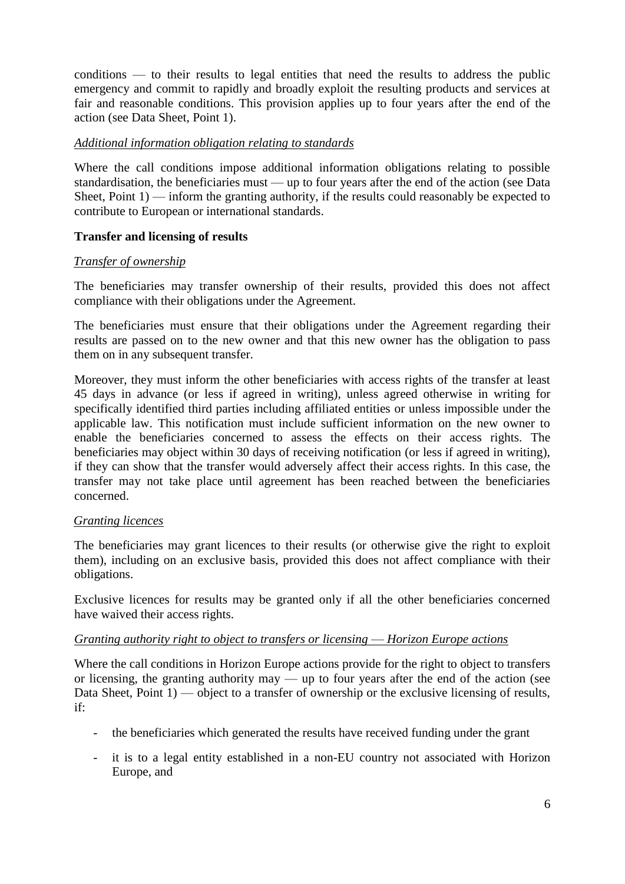conditions — to their results to legal entities that need the results to address the public emergency and commit to rapidly and broadly exploit the resulting products and services at fair and reasonable conditions. This provision applies up to four years after the end of the action (see Data Sheet, Point 1).

*Additional information obligation relating to standards*

Where the call conditions impose additional information obligations relating to possible standardisation, the beneficiaries must — up to four years after the end of the action (see Data Sheet, Point 1) — inform the granting authority, if the results could reasonably be expected to contribute to European or international standards.

**Transfer and licensing of results**

*Transfer of ownership*

The beneficiaries may transfer ownership of their results, provided this does not affect compliance with their obligations under the Agreement.

The beneficiaries must ensure that their obligations under the Agreement regarding their results are passed on to the new owner and that this new owner has the obligation to pass them on in any subsequent transfer.

Moreover, they must inform the other beneficiaries with access rights of the transfer at least 45 days in advance (or less if agreed in writing), unless agreed otherwise in writing for specifically identified third parties including affiliated entities or unless impossible under the applicable law. This notification must include sufficient information on the new owner to enable the beneficiaries concerned to assess the effects on their access rights. The beneficiaries may object within 30 days of receiving notification (or less if agreed in writing), if they can show that the transfer would adversely affect their access rights. In this case, the transfer may not take place until agreement has been reached between the beneficiaries concerned.

*Granting licences*

The beneficiaries may grant licences to their results (or otherwise give the right to exploit them), including on an exclusive basis, provided this does not affect compliance with their obligations.

Exclusive licences for results may be granted only if all the other beneficiaries concerned have waived their access rights.

*Granting authority right to object to transfers or licensing — Horizon Europe actions*

Where the call conditions in Horizon Europe actions provide for the right to object to transfers or licensing, the granting authority may — up to four years after the end of the action (see Data Sheet, Point 1) — object to a transfer of ownership or the exclusive licensing of results, if:

- the beneficiaries which generated the results have received funding under the grant
- it is to a legal entity established in a non-EU country not associated with Horizon Europe, and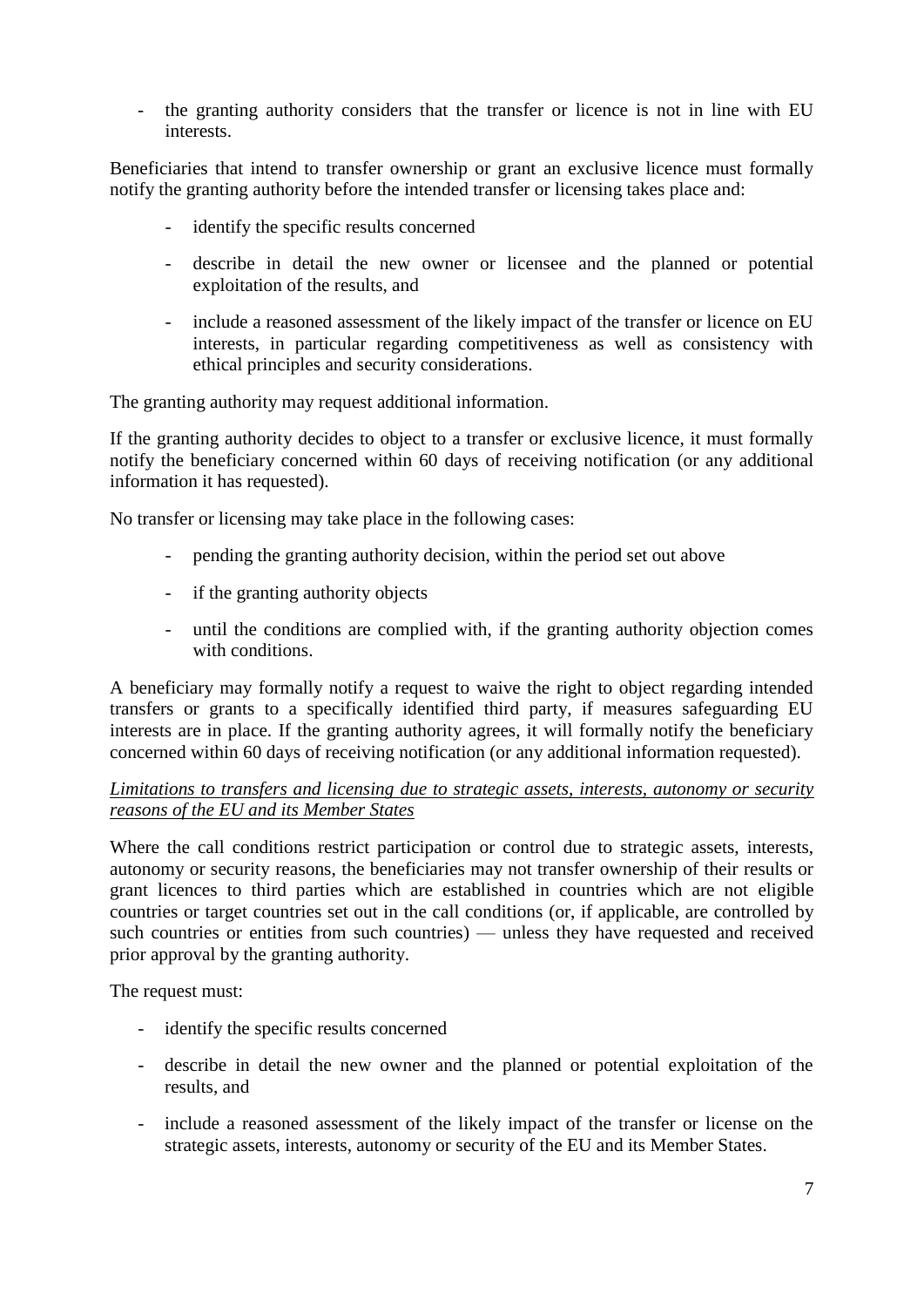- the granting authority considers that the transfer or licence is not in line with EU interests.

Beneficiaries that intend to transfer ownership or grant an exclusive licence must formally notify the granting authority before the intended transfer or licensing takes place and:

- identify the specific results concerned
- describe in detail the new owner or licensee and the planned or potential exploitation of the results, and
- include a reasoned assessment of the likely impact of the transfer or licence on EU interests, in particular regarding competitiveness as well as consistency with ethical principles and security considerations.

The granting authority may request additional information.

If the granting authority decides to object to a transfer or exclusive licence, it must formally notify the beneficiary concerned within 60 days of receiving notification (or any additional information it has requested).

No transfer or licensing may take place in the following cases:

- pending the granting authority decision, within the period set out above
- if the granting authority objects
- until the conditions are complied with, if the granting authority objection comes with conditions.

A beneficiary may formally notify a request to waive the right to object regarding intended transfers or grants to a specifically identified third party, if measures safeguarding EU interests are in place. If the granting authority agrees, it will formally notify the beneficiary concerned within 60 days of receiving notification (or any additional information requested).

*Limitations to transfers and licensing due to strategic assets, interests, autonomy or security reasons of the EU and its Member States*

Where the call conditions restrict participation or control due to strategic assets, interests, autonomy or security reasons, the beneficiaries may not transfer ownership of their results or grant licences to third parties which are established in countries which are not eligible countries or target countries set out in the call conditions (or, if applicable, are controlled by such countries or entities from such countries) — unless they have requested and received prior approval by the granting authority.

The request must:

- identify the specific results concerned
- describe in detail the new owner and the planned or potential exploitation of the results, and
- include a reasoned assessment of the likely impact of the transfer or license on the strategic assets, interests, autonomy or security of the EU and its Member States.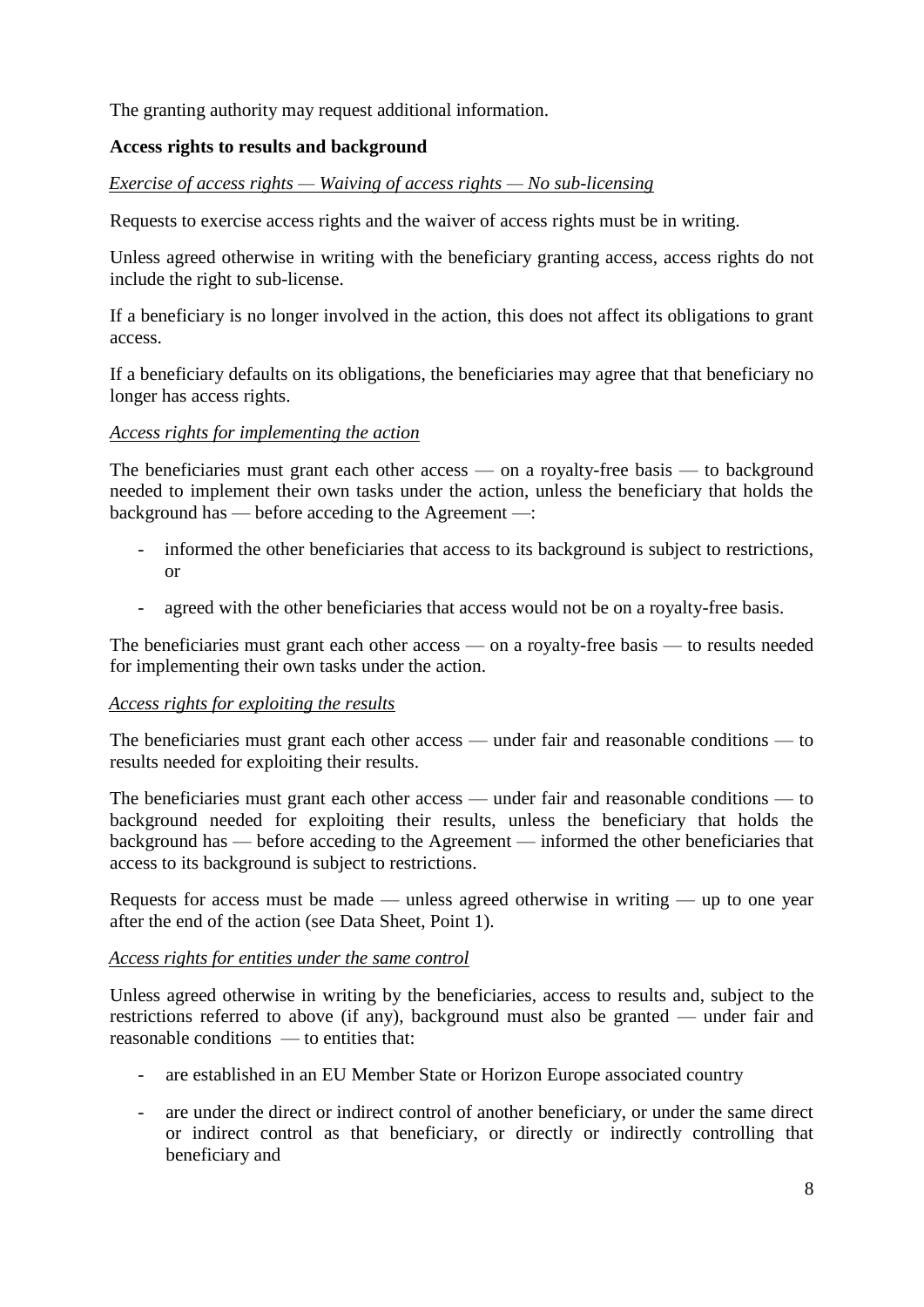The granting authority may request additional information.

**Access rights to results and background**

*Exercise of access rights — Waiving of access rights — No sub-licensing*

Requests to exercise access rights and the waiver of access rights must be in writing.

Unless agreed otherwise in writing with the beneficiary granting access, access rights do not include the right to sub-license.

If a beneficiary is no longer involved in the action, this does not affect its obligations to grant access.

If a beneficiary defaults on its obligations, the beneficiaries may agree that that beneficiary no longer has access rights.

*Access rights for implementing the action*

The beneficiaries must grant each other access — on a royalty-free basis — to background needed to implement their own tasks under the action, unless the beneficiary that holds the background has — before acceding to the Agreement —:

- informed the other beneficiaries that access to its background is subject to restrictions, or
- agreed with the other beneficiaries that access would not be on a royalty-free basis.

The beneficiaries must grant each other access — on a royalty-free basis — to results needed for implementing their own tasks under the action.

*Access rights for exploiting the results*

The beneficiaries must grant each other access — under fair and reasonable conditions — to results needed for exploiting their results.

The beneficiaries must grant each other access — under fair and reasonable conditions — to background needed for exploiting their results, unless the beneficiary that holds the background has — before acceding to the Agreement — informed the other beneficiaries that access to its background is subject to restrictions.

Requests for access must be made — unless agreed otherwise in writing — up to one year after the end of the action (see Data Sheet, Point 1).

*Access rights for entities under the same control*

Unless agreed otherwise in writing by the beneficiaries, access to results and, subject to the restrictions referred to above (if any), background must also be granted — under fair and reasonable conditions — to entities that:

- are established in an EU Member State or Horizon Europe associated country
- are under the direct or indirect control of another beneficiary, or under the same direct or indirect control as that beneficiary, or directly or indirectly controlling that beneficiary and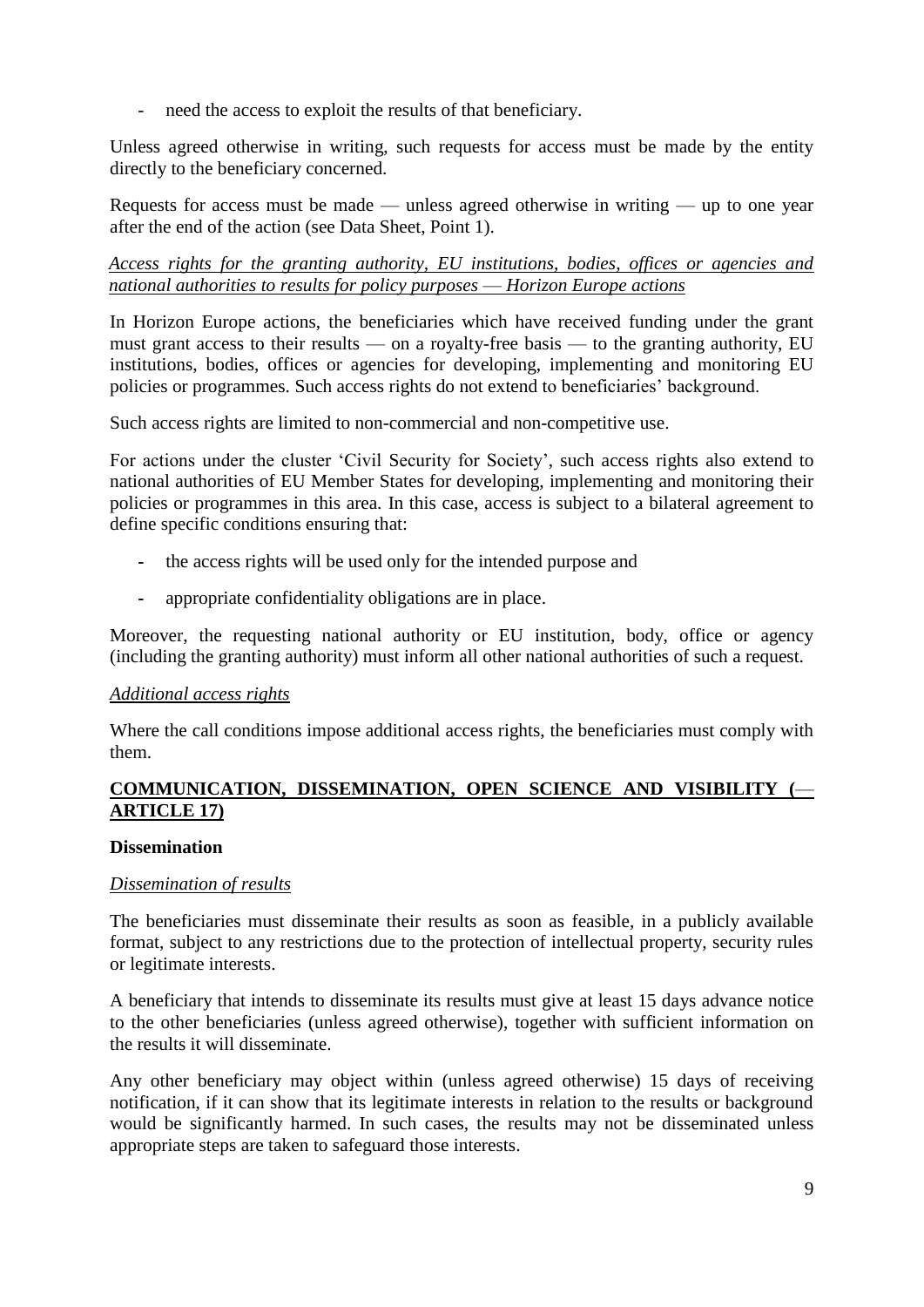- need the access to exploit the results of that beneficiary.

Unless agreed otherwise in writing, such requests for access must be made by the entity directly to the beneficiary concerned.

Requests for access must be made — unless agreed otherwise in writing — up to one year after the end of the action (see Data Sheet, Point 1).

*Access rights for the granting authority, EU institutions, bodies, offices or agencies and national authorities to results for policy purposes — Horizon Europe actions*

In Horizon Europe actions, the beneficiaries which have received funding under the grant must grant access to their results — on a royalty-free basis — to the granting authority, EU institutions, bodies, offices or agencies for developing, implementing and monitoring EU policies or programmes. Such access rights do not extend to beneficiaries' background.

Such access rights are limited to non-commercial and non-competitive use.

For actions under the cluster 'Civil Security for Society', such access rights also extend to national authorities of EU Member States for developing, implementing and monitoring their policies or programmes in this area. In this case, access is subject to a bilateral agreement to define specific conditions ensuring that:

- the access rights will be used only for the intended purpose and
- appropriate confidentiality obligations are in place.

Moreover, the requesting national authority or EU institution, body, office or agency (including the granting authority) must inform all other national authorities of such a request.

*Additional access rights*

Where the call conditions impose additional access rights, the beneficiaries must comply with them.

## COMMUNICATION, DISSEMINATION, OPEN SCIENCE AND VISIBILITY (— ARTICLE 17)

### Dissemination

*Dissemination of results*

The beneficiaries must disseminate their results as soon as feasible, in a publicly available format, subject to any restrictions due to the protection of intellectual property, security rules or legitimate interests.

A beneficiary that intends to disseminate its results must give at least 15 days advance notice to the other beneficiaries (unless agreed otherwise), together with sufficient information on the results it will disseminate.

Any other beneficiary may object within (unless agreed otherwise) 15 days of receiving notification, if it can show that its legitimate interests in relation to the results or background would be significantly harmed. In such cases, the results may not be disseminated unless appropriate steps are taken to safeguard those interests.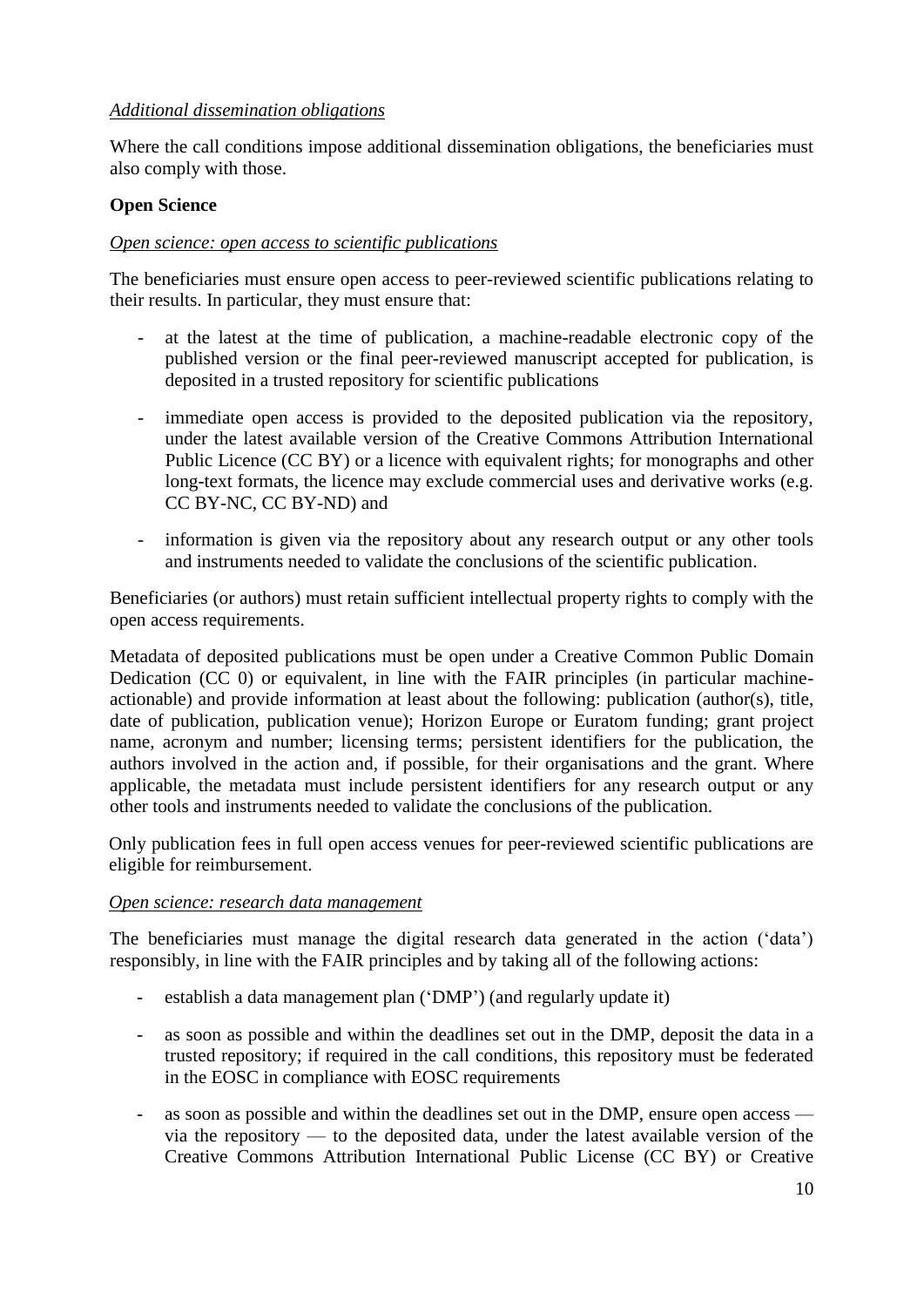*Additional dissemination obligations*

Where the call conditions impose additional dissemination obligations, the beneficiaries must also comply with those.

**Open Science**

*Open science: open access to scientific publications*

The beneficiaries must ensure open access to peer-reviewed scientific publications relating to their results. In particular, they must ensure that:

- at the latest at the time of publication, a machine-readable electronic copy of the published version or the final peer-reviewed manuscript accepted for publication, is deposited in a trusted repository for scientific publications
- immediate open access is provided to the deposited publication via the repository, under the latest available version of the Creative Commons Attribution International Public Licence (CC BY) or a licence with equivalent rights; for monographs and other long-text formats, the licence may exclude commercial uses and derivative works (e.g. CC BY-NC, CC BY-ND) and
- information is given via the repository about any research output or any other tools and instruments needed to validate the conclusions of the scientific publication.

Beneficiaries (or authors) must retain sufficient intellectual property rights to comply with the open access requirements.

Metadata of deposited publications must be open under a Creative Common Public Domain Dedication (CC 0) or equivalent, in line with the FAIR principles (in particular machine-actionable) and provide information at least about the following: publication (author(s), title, date of publication, publication venue); Horizon Europe or Euratom funding; grant project name, acronym and number; licensing terms; persistent identifiers for the publication, the authors involved in the action and, if possible, for their organisations and the grant. Where applicable, the metadata must include persistent identifiers for any research output or any other tools and instruments needed to validate the conclusions of the publication.

Only publication fees in full open access venues for peer-reviewed scientific publications are eligible for reimbursement.

*Open science: research data management*

The beneficiaries must manage the digital research data generated in the action ('data') responsibly, in line with the FAIR principles and by taking all of the following actions:

- establish a data management plan ('DMP') (and regularly update it)
- as soon as possible and within the deadlines set out in the DMP, deposit the data in a trusted repository; if required in the call conditions, this repository must be federated in the EOSC in compliance with EOSC requirements
- as soon as possible and within the deadlines set out in the DMP, ensure open access — via the repository — to the deposited data, under the latest available version of the Creative Commons Attribution International Public License (CC BY) or Creative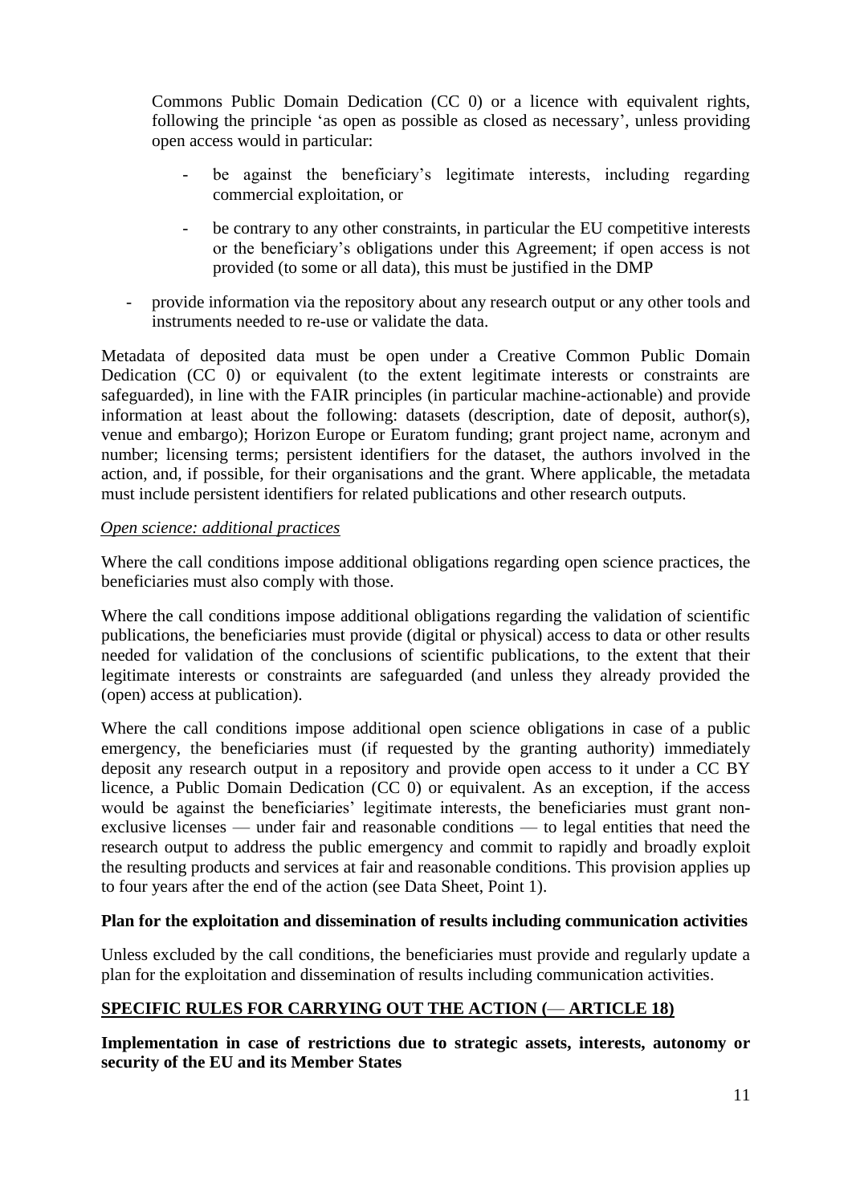Commons Public Domain Dedication (CC 0) or a licence with equivalent rights, following the principle 'as open as possible as closed as necessary', unless providing open access would in particular:

- be against the beneficiary's legitimate interests, including regarding commercial exploitation, or
- be contrary to any other constraints, in particular the EU competitive interests or the beneficiary's obligations under this Agreement; if open access is not provided (to some or all data), this must be justified in the DMP

- provide information via the repository about any research output or any other tools and instruments needed to re-use or validate the data.

Metadata of deposited data must be open under a Creative Common Public Domain Dedication (CC 0) or equivalent (to the extent legitimate interests or constraints are safeguarded), in line with the FAIR principles (in particular machine-actionable) and provide information at least about the following: datasets (description, date of deposit, author(s), venue and embargo); Horizon Europe or Euratom funding; grant project name, acronym and number; licensing terms; persistent identifiers for the dataset, the authors involved in the action, and, if possible, for their organisations and the grant. Where applicable, the metadata must include persistent identifiers for related publications and other research outputs.

*Open science: additional practices*

Where the call conditions impose additional obligations regarding open science practices, the beneficiaries must also comply with those.

Where the call conditions impose additional obligations regarding the validation of scientific publications, the beneficiaries must provide (digital or physical) access to data or other results needed for validation of the conclusions of scientific publications, to the extent that their legitimate interests or constraints are safeguarded (and unless they already provided the (open) access at publication).

Where the call conditions impose additional open science obligations in case of a public emergency, the beneficiaries must (if requested by the granting authority) immediately deposit any research output in a repository and provide open access to it under a CC BY licence, a Public Domain Dedication (CC 0) or equivalent. As an exception, if the access would be against the beneficiaries' legitimate interests, the beneficiaries must grant non-exclusive licenses — under fair and reasonable conditions — to legal entities that need the research output to address the public emergency and commit to rapidly and broadly exploit the resulting products and services at fair and reasonable conditions. This provision applies up to four years after the end of the action (see Data Sheet, Point 1).

**Plan for the exploitation and dissemination of results including communication activities**

Unless excluded by the call conditions, the beneficiaries must provide and regularly update a plan for the exploitation and dissemination of results including communication activities.

## SPECIFIC RULES FOR CARRYING OUT THE ACTION (— ARTICLE 18)

**Implementation in case of restrictions due to strategic assets, interests, autonomy or security of the EU and its Member States**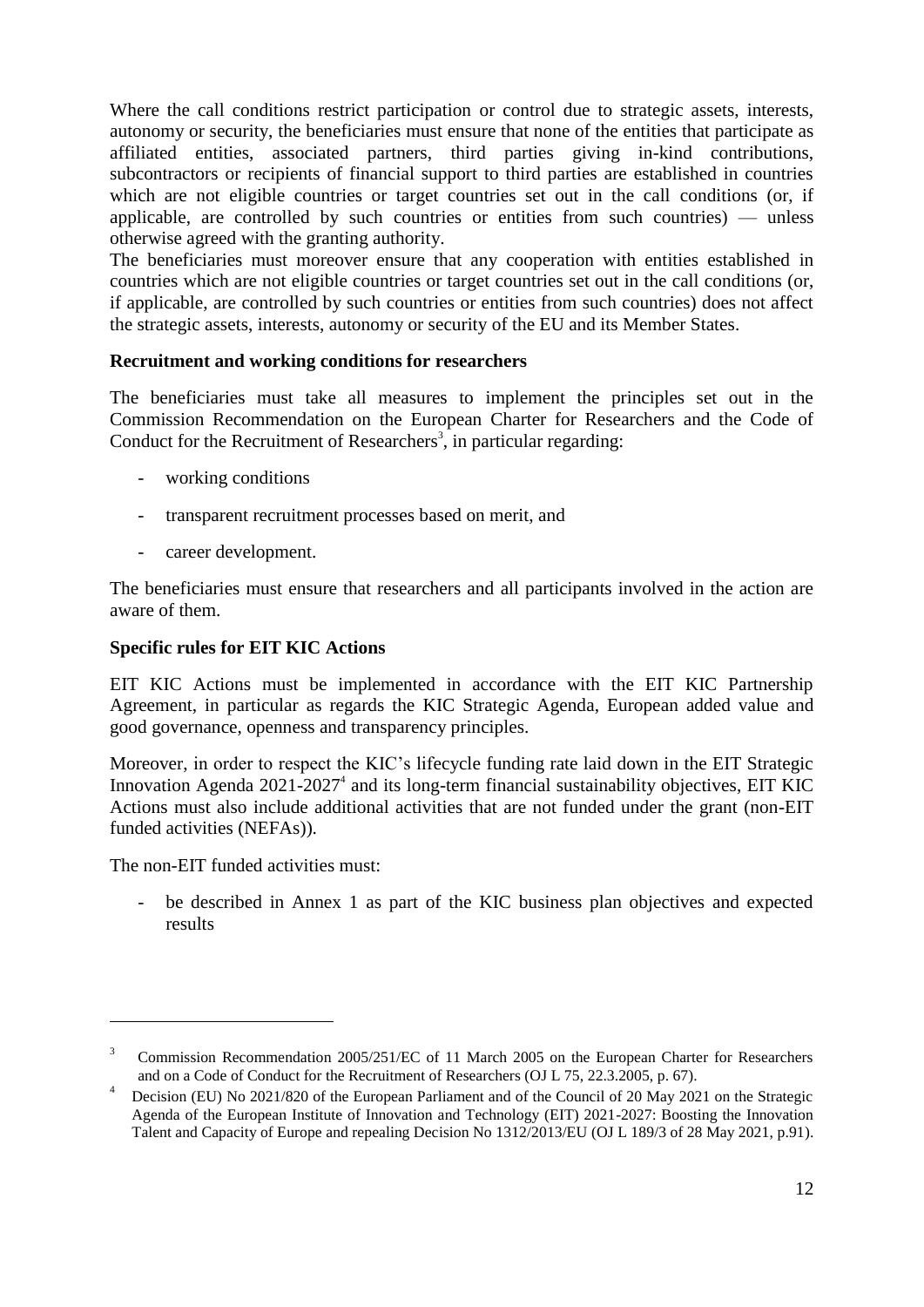Where the call conditions restrict participation or control due to strategic assets, interests, autonomy or security, the beneficiaries must ensure that none of the entities that participate as affiliated entities, associated partners, third parties giving in-kind contributions, subcontractors or recipients of financial support to third parties are established in countries which are not eligible countries or target countries set out in the call conditions (or, if applicable, are controlled by such countries or entities from such countries) — unless otherwise agreed with the granting authority.

The beneficiaries must moreover ensure that any cooperation with entities established in countries which are not eligible countries or target countries set out in the call conditions (or, if applicable, are controlled by such countries or entities from such countries) does not affect the strategic assets, interests, autonomy or security of the EU and its Member States.

**Recruitment and working conditions for researchers**

The beneficiaries must take all measures to implement the principles set out in the Commission Recommendation on the European Charter for Researchers and the Code of Conduct for the Recruitment of Researchers[3], in particular regarding:

- working conditions
- transparent recruitment processes based on merit, and
- career development.

The beneficiaries must ensure that researchers and all participants involved in the action are aware of them.

**Specific rules for EIT KIC Actions**

EIT KIC Actions must be implemented in accordance with the EIT KIC Partnership Agreement, in particular as regards the KIC Strategic Agenda, European added value and good governance, openness and transparency principles.

Moreover, in order to respect the KIC's lifecycle funding rate laid down in the EIT Strategic Innovation Agenda 2021-2027[4] and its long-term financial sustainability objectives, EIT KIC Actions must also include additional activities that are not funded under the grant (non-EIT funded activities (NEFAs)).

The non-EIT funded activities must:

- be described in Annex 1 as part of the KIC business plan objectives and expected results

---

[3] Commission Recommendation 2005/251/EC of 11 March 2005 on the European Charter for Researchers and on a Code of Conduct for the Recruitment of Researchers (OJ L 75, 22.3.2005, p. 67).

[4] Decision (EU) No 2021/820 of the European Parliament and of the Council of 20 May 2021 on the Strategic Agenda of the European Institute of Innovation and Technology (EIT) 2021-2027: Boosting the Innovation Talent and Capacity of Europe and repealing Decision No 1312/2013/EU (OJ L 189/3 of 28 May 2021, p.91).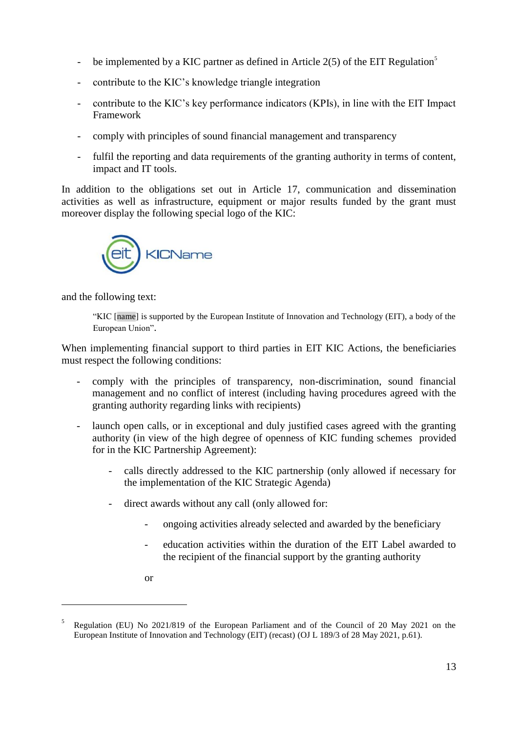- be implemented by a KIC partner as defined in Article 2(5) of the EIT Regulation[5]
- contribute to the KIC's knowledge triangle integration
- contribute to the KIC's key performance indicators (KPIs), in line with the EIT Impact Framework
- comply with principles of sound financial management and transparency
- fulfil the reporting and data requirements of the granting authority in terms of content, impact and IT tools.

In addition to the obligations set out in Article 17, communication and dissemination activities as well as infrastructure, equipment or major results funded by the grant must moreover display the following special logo of the KIC:

and the following text:

> "KIC [name] is supported by the European Institute of Innovation and Technology (EIT), a body of the European Union".

When implementing financial support to third parties in EIT KIC Actions, the beneficiaries must respect the following conditions:

- comply with the principles of transparency, non-discrimination, sound financial management and no conflict of interest (including having procedures agreed with the granting authority regarding links with recipients)
- launch open calls, or in exceptional and duly justified cases agreed with the granting authority (in view of the high degree of openness of KIC funding schemes provided for in the KIC Partnership Agreement):
  - calls directly addressed to the KIC partnership (only allowed if necessary for the implementation of the KIC Strategic Agenda)
  - direct awards without any call (only allowed for:
    - ongoing activities already selected and awarded by the beneficiary
    - education activities within the duration of the EIT Label awarded to the recipient of the financial support by the granting authority

    or

[5] Regulation (EU) No 2021/819 of the European Parliament and of the Council of 20 May 2021 on the European Institute of Innovation and Technology (EIT) (recast) (OJ L 189/3 of 28 May 2021, p.61).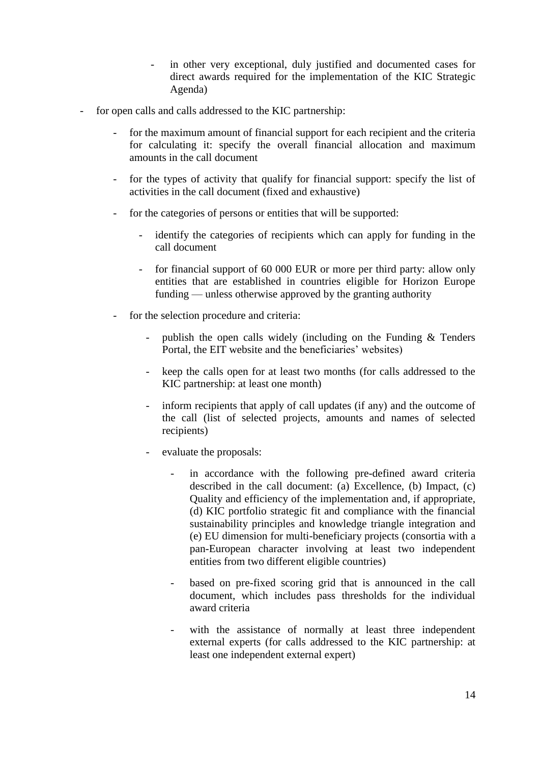- in other very exceptional, duly justified and documented cases for direct awards required for the implementation of the KIC Strategic Agenda)

- for open calls and calls addressed to the KIC partnership:
  - for the maximum amount of financial support for each recipient and the criteria for calculating it: specify the overall financial allocation and maximum amounts in the call document
  - for the types of activity that qualify for financial support: specify the list of activities in the call document (fixed and exhaustive)
  - for the categories of persons or entities that will be supported:
    - identify the categories of recipients which can apply for funding in the call document
    - for financial support of 60 000 EUR or more per third party: allow only entities that are established in countries eligible for Horizon Europe funding — unless otherwise approved by the granting authority
  - for the selection procedure and criteria:
    - publish the open calls widely (including on the Funding & Tenders Portal, the EIT website and the beneficiaries' websites)
    - keep the calls open for at least two months (for calls addressed to the KIC partnership: at least one month)
    - inform recipients that apply of call updates (if any) and the outcome of the call (list of selected projects, amounts and names of selected recipients)
    - evaluate the proposals:
      - in accordance with the following pre-defined award criteria described in the call document: (a) Excellence, (b) Impact, (c) Quality and efficiency of the implementation and, if appropriate, (d) KIC portfolio strategic fit and compliance with the financial sustainability principles and knowledge triangle integration and (e) EU dimension for multi-beneficiary projects (consortia with a pan-European character involving at least two independent entities from two different eligible countries)
      - based on pre-fixed scoring grid that is announced in the call document, which includes pass thresholds for the individual award criteria
      - with the assistance of normally at least three independent external experts (for calls addressed to the KIC partnership: at least one independent external expert)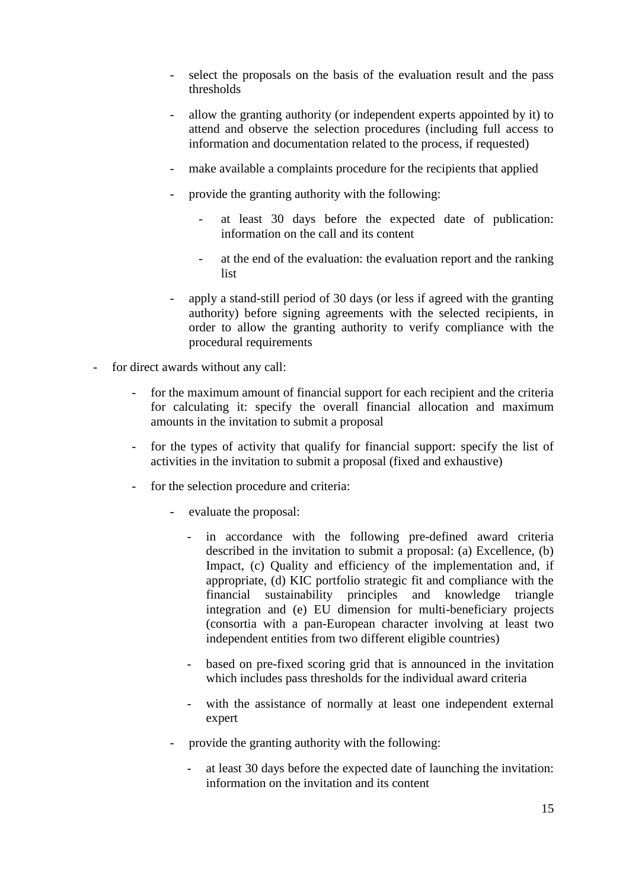- select the proposals on the basis of the evaluation result and the pass thresholds

  - allow the granting authority (or independent experts appointed by it) to attend and observe the selection procedures (including full access to information and documentation related to the process, if requested)

  - make available a complaints procedure for the recipients that applied

  - provide the granting authority with the following:

    - at least 30 days before the expected date of publication: information on the call and its content

    - at the end of the evaluation: the evaluation report and the ranking list

  - apply a stand-still period of 30 days (or less if agreed with the granting authority) before signing agreements with the selected recipients, in order to allow the granting authority to verify compliance with the procedural requirements

- for direct awards without any call:

  - for the maximum amount of financial support for each recipient and the criteria for calculating it: specify the overall financial allocation and maximum amounts in the invitation to submit a proposal

  - for the types of activity that qualify for financial support: specify the list of activities in the invitation to submit a proposal (fixed and exhaustive)

  - for the selection procedure and criteria:

    - evaluate the proposal:

      - in accordance with the following pre-defined award criteria described in the invitation to submit a proposal: (a) Excellence, (b) Impact, (c) Quality and efficiency of the implementation and, if appropriate, (d) KIC portfolio strategic fit and compliance with the financial sustainability principles and knowledge triangle integration and (e) EU dimension for multi-beneficiary projects (consortia with a pan-European character involving at least two independent entities from two different eligible countries)

      - based on pre-fixed scoring grid that is announced in the invitation which includes pass thresholds for the individual award criteria

      - with the assistance of normally at least one independent external expert

    - provide the granting authority with the following:

      - at least 30 days before the expected date of launching the invitation: information on the invitation and its content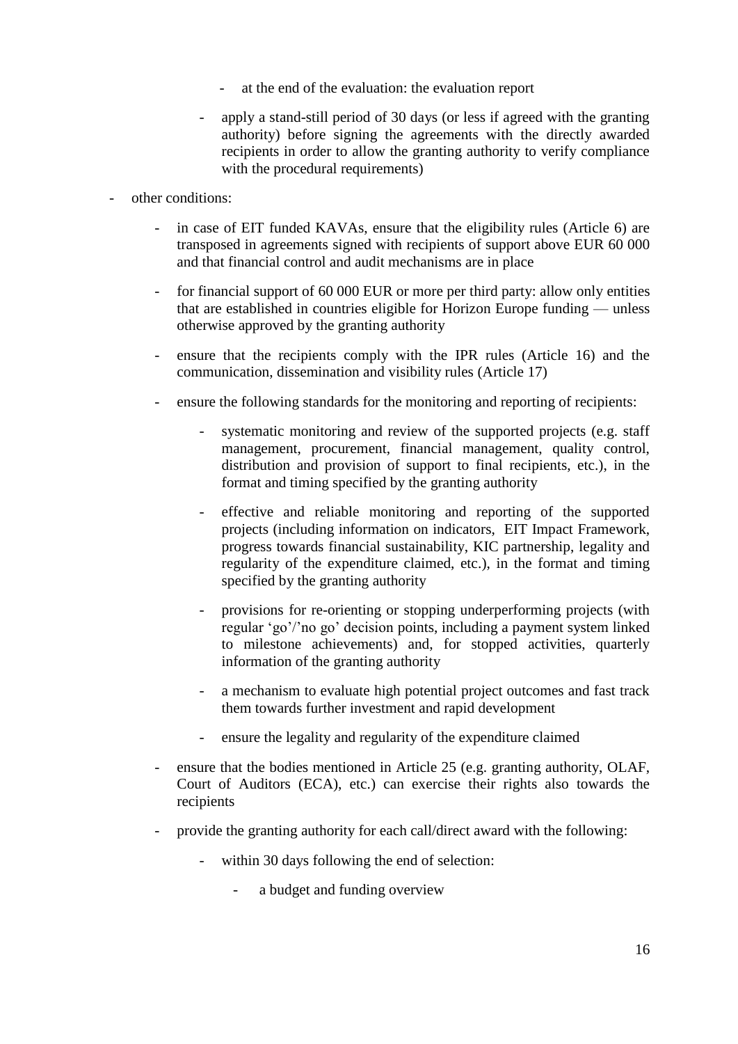- at the end of the evaluation: the evaluation report
  - apply a stand-still period of 30 days (or less if agreed with the granting authority) before signing the agreements with the directly awarded recipients in order to allow the granting authority to verify compliance with the procedural requirements)

- other conditions:
  - in case of EIT funded KAVAs, ensure that the eligibility rules (Article 6) are transposed in agreements signed with recipients of support above EUR 60 000 and that financial control and audit mechanisms are in place
  - for financial support of 60 000 EUR or more per third party: allow only entities that are established in countries eligible for Horizon Europe funding — unless otherwise approved by the granting authority
  - ensure that the recipients comply with the IPR rules (Article 16) and the communication, dissemination and visibility rules (Article 17)
  - ensure the following standards for the monitoring and reporting of recipients:
    - systematic monitoring and review of the supported projects (e.g. staff management, procurement, financial management, quality control, distribution and provision of support to final recipients, etc.), in the format and timing specified by the granting authority
    - effective and reliable monitoring and reporting of the supported projects (including information on indicators, EIT Impact Framework, progress towards financial sustainability, KIC partnership, legality and regularity of the expenditure claimed, etc.), in the format and timing specified by the granting authority
    - provisions for re-orienting or stopping underperforming projects (with regular 'go'/'no go' decision points, including a payment system linked to milestone achievements) and, for stopped activities, quarterly information of the granting authority
    - a mechanism to evaluate high potential project outcomes and fast track them towards further investment and rapid development
    - ensure the legality and regularity of the expenditure claimed
  - ensure that the bodies mentioned in Article 25 (e.g. granting authority, OLAF, Court of Auditors (ECA), etc.) can exercise their rights also towards the recipients
  - provide the granting authority for each call/direct award with the following:
    - within 30 days following the end of selection:
      - a budget and funding overview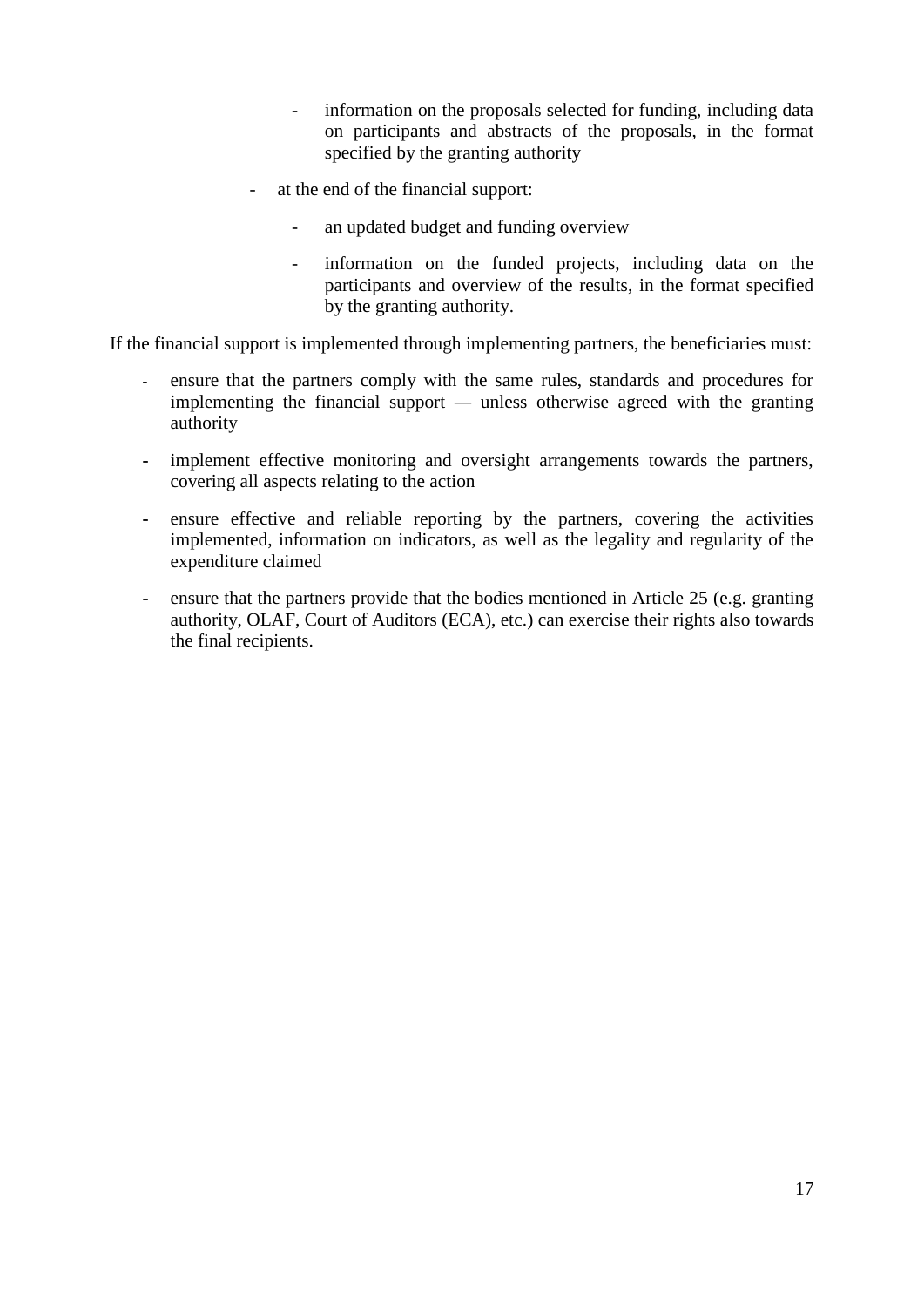- information on the proposals selected for funding, including data on participants and abstracts of the proposals, in the format specified by the granting authority
  - at the end of the financial support:
    - an updated budget and funding overview
    - information on the funded projects, including data on the participants and overview of the results, in the format specified by the granting authority.

If the financial support is implemented through implementing partners, the beneficiaries must:

- ensure that the partners comply with the same rules, standards and procedures for implementing the financial support — unless otherwise agreed with the granting authority
- implement effective monitoring and oversight arrangements towards the partners, covering all aspects relating to the action
- ensure effective and reliable reporting by the partners, covering the activities implemented, information on indicators, as well as the legality and regularity of the expenditure claimed
- ensure that the partners provide that the bodies mentioned in Article 25 (e.g. granting authority, OLAF, Court of Auditors (ECA), etc.) can exercise their rights also towards the final recipients.